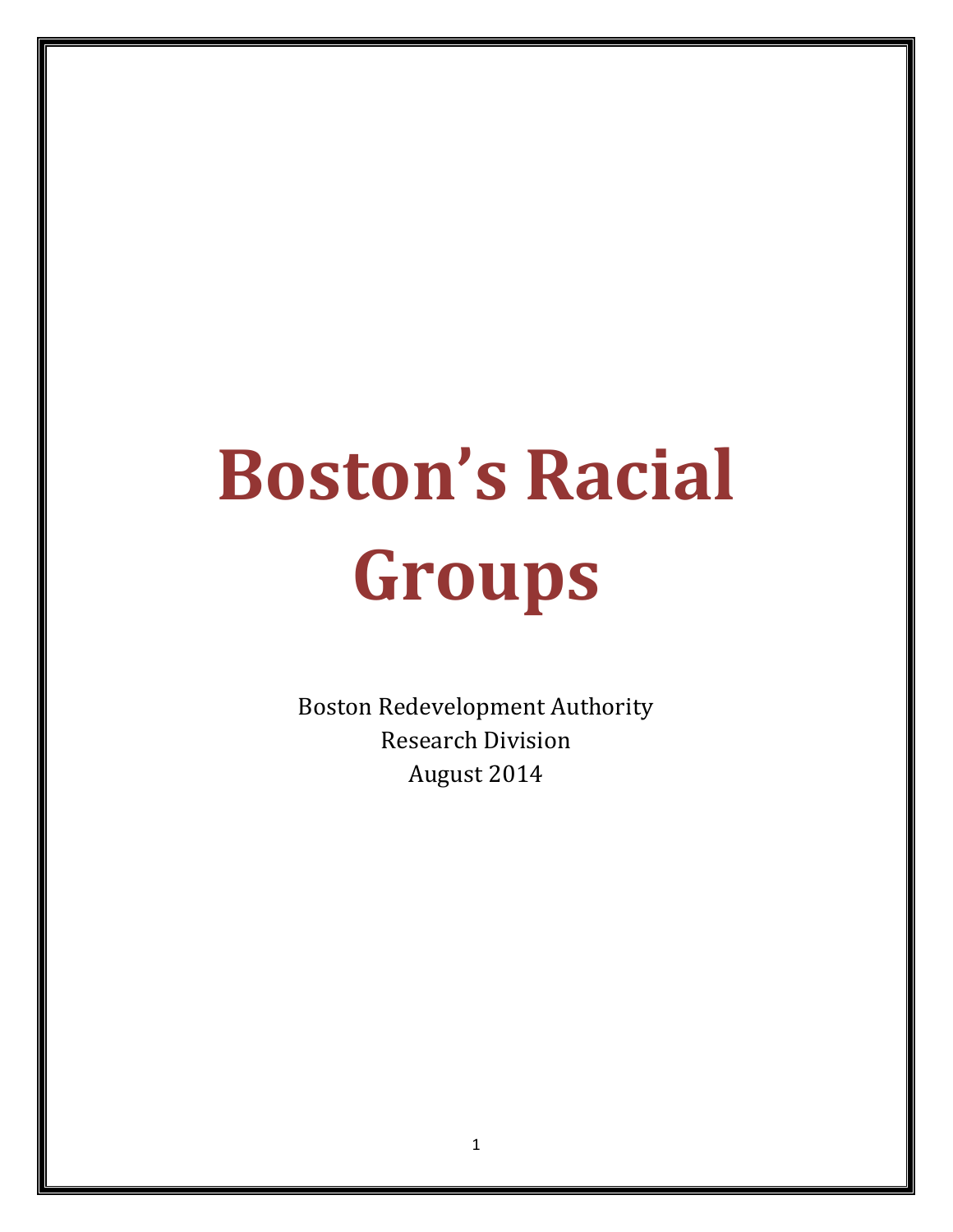# Boston's Racial Groups

Boston Redevelopment Authority
Research Division
August 2014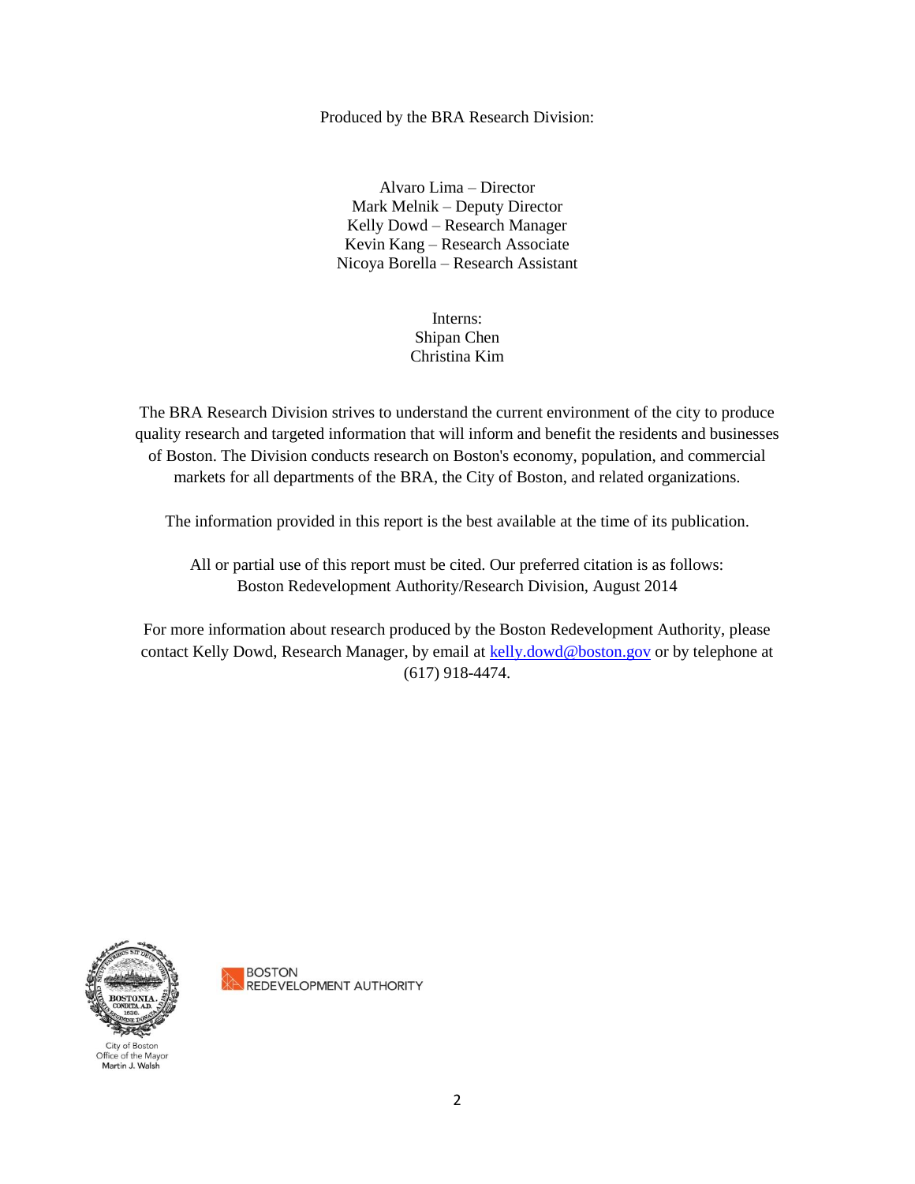Produced by the BRA Research Division:

Alvaro Lima – Director
Mark Melnik – Deputy Director
Kelly Dowd – Research Manager
Kevin Kang – Research Associate
Nicoya Borella – Research Assistant

Interns:
Shipan Chen
Christina Kim

The BRA Research Division strives to understand the current environment of the city to produce quality research and targeted information that will inform and benefit the residents and businesses of Boston. The Division conducts research on Boston's economy, population, and commercial markets for all departments of the BRA, the City of Boston, and related organizations.

The information provided in this report is the best available at the time of its publication.

All or partial use of this report must be cited. Our preferred citation is as follows:
Boston Redevelopment Authority/Research Division, August 2014

For more information about research produced by the Boston Redevelopment Authority, please contact Kelly Dowd, Research Manager, by email at kelly.dowd@boston.gov or by telephone at (617) 918-4474.

City of Boston
Office of the Mayor
Martin J. Walsh

BOSTON REDEVELOPMENT AUTHORITY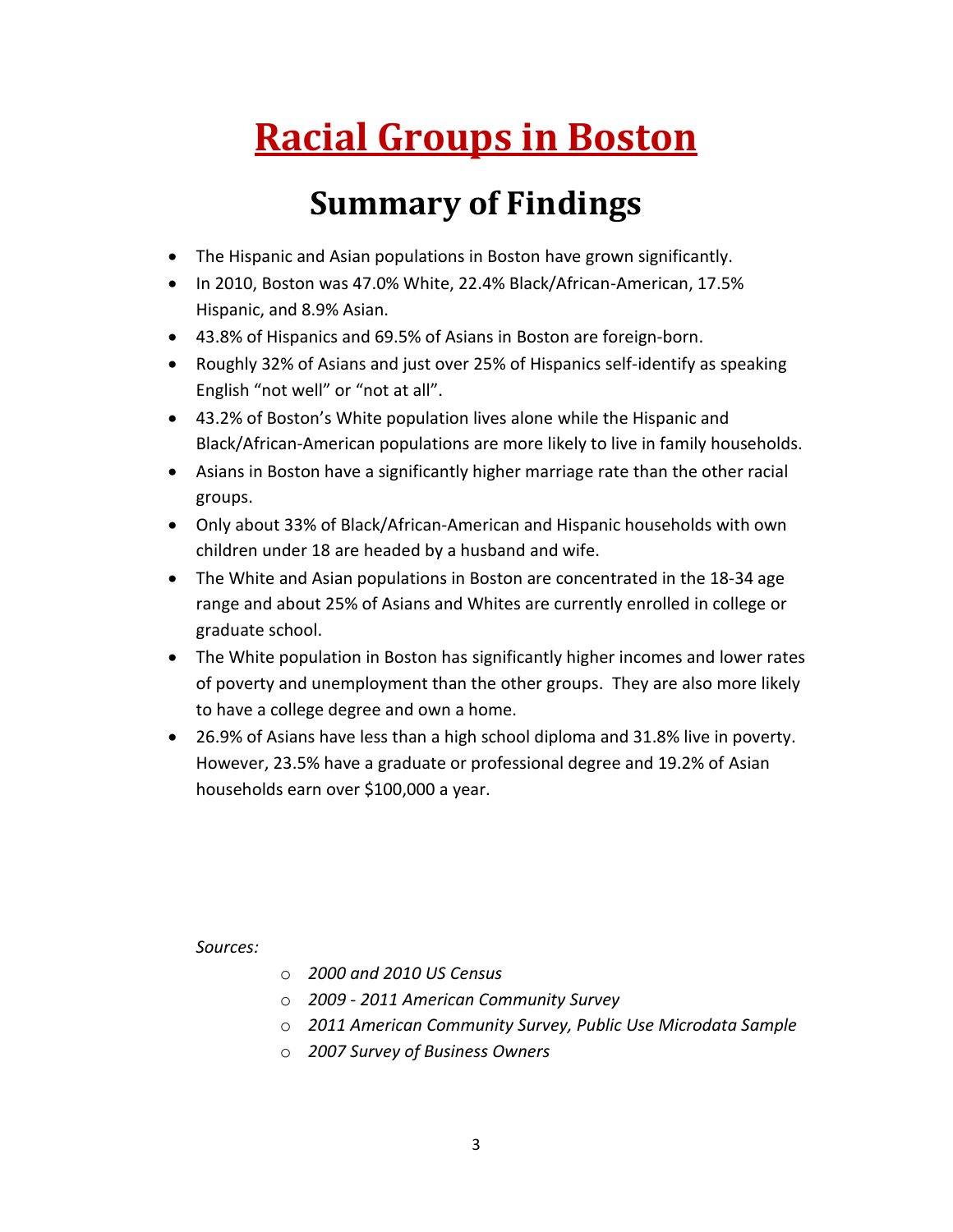# Racial Groups in Boston

## Summary of Findings

- The Hispanic and Asian populations in Boston have grown significantly.
- In 2010, Boston was 47.0% White, 22.4% Black/African-American, 17.5% Hispanic, and 8.9% Asian.
- 43.8% of Hispanics and 69.5% of Asians in Boston are foreign-born.
- Roughly 32% of Asians and just over 25% of Hispanics self-identify as speaking English “not well” or “not at all”.
- 43.2% of Boston’s White population lives alone while the Hispanic and Black/African-American populations are more likely to live in family households.
- Asians in Boston have a significantly higher marriage rate than the other racial groups.
- Only about 33% of Black/African-American and Hispanic households with own children under 18 are headed by a husband and wife.
- The White and Asian populations in Boston are concentrated in the 18-34 age range and about 25% of Asians and Whites are currently enrolled in college or graduate school.
- The White population in Boston has significantly higher incomes and lower rates of poverty and unemployment than the other groups. They are also more likely to have a college degree and own a home.
- 26.9% of Asians have less than a high school diploma and 31.8% live in poverty. However, 23.5% have a graduate or professional degree and 19.2% of Asian households earn over $100,000 a year.

*Sources:*

- *2000 and 2010 US Census*
- *2009 - 2011 American Community Survey*
- *2011 American Community Survey, Public Use Microdata Sample*
- *2007 Survey of Business Owners*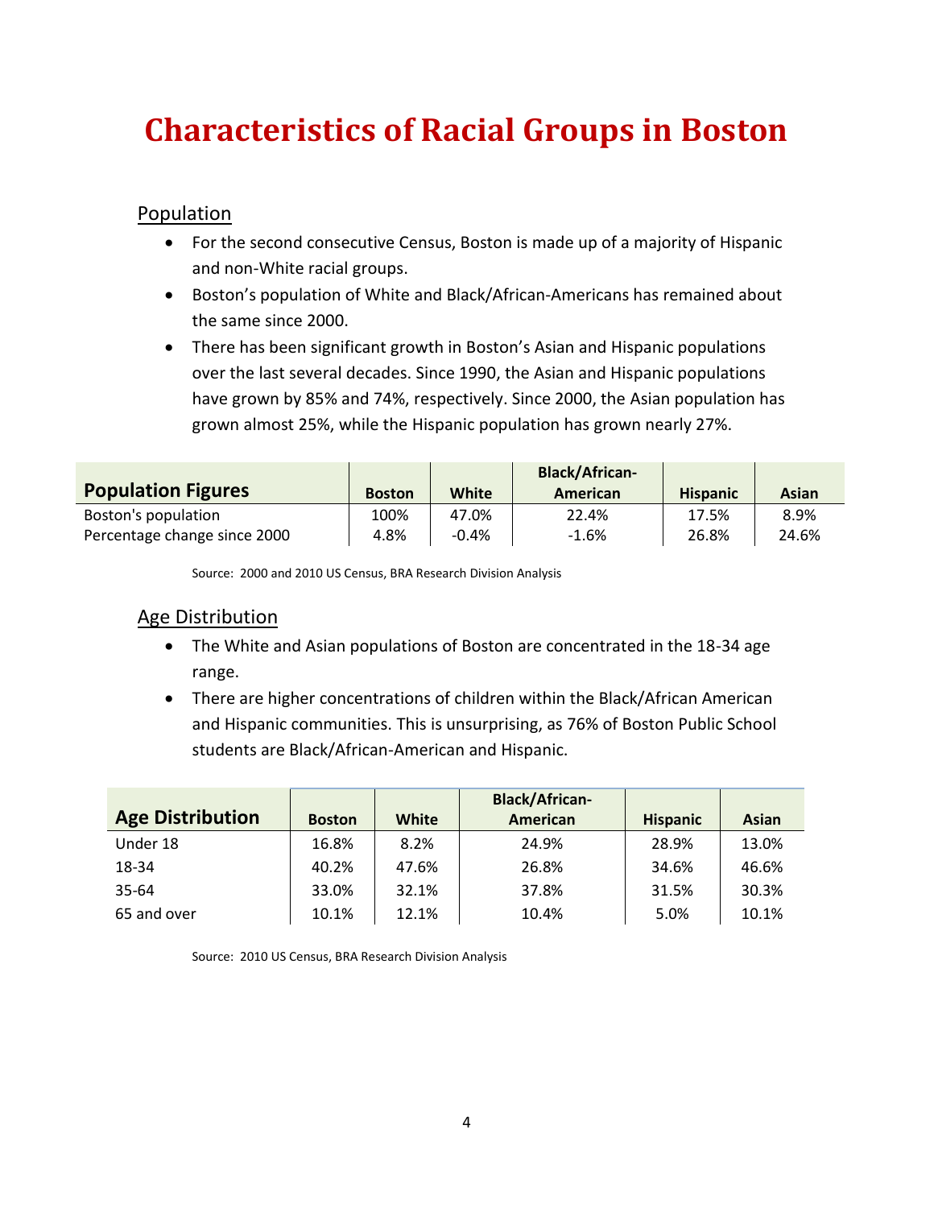# Characteristics of Racial Groups in Boston

## Population

- For the second consecutive Census, Boston is made up of a majority of Hispanic and non-White racial groups.
- Boston's population of White and Black/African-Americans has remained about the same since 2000.
- There has been significant growth in Boston's Asian and Hispanic populations over the last several decades. Since 1990, the Asian and Hispanic populations have grown by 85% and 74%, respectively. Since 2000, the Asian population has grown almost 25%, while the Hispanic population has grown nearly 27%.

| Population Figures | Boston | White | Black/African-American | Hispanic | Asian |
|---|---|---|---|---|---|
| Boston's population | 100% | 47.0% | 22.4% | 17.5% | 8.9% |
| Percentage change since 2000 | 4.8% | -0.4% | -1.6% | 26.8% | 24.6% |

Source: 2000 and 2010 US Census, BRA Research Division Analysis

## Age Distribution

- The White and Asian populations of Boston are concentrated in the 18-34 age range.
- There are higher concentrations of children within the Black/African American and Hispanic communities. This is unsurprising, as 76% of Boston Public School students are Black/African-American and Hispanic.

| Age Distribution | Boston | White | Black/African-American | Hispanic | Asian |
|---|---|---|---|---|---|
| Under 18 | 16.8% | 8.2% | 24.9% | 28.9% | 13.0% |
| 18-34 | 40.2% | 47.6% | 26.8% | 34.6% | 46.6% |
| 35-64 | 33.0% | 32.1% | 37.8% | 31.5% | 30.3% |
| 65 and over | 10.1% | 12.1% | 10.4% | 5.0% | 10.1% |

Source: 2010 US Census, BRA Research Division Analysis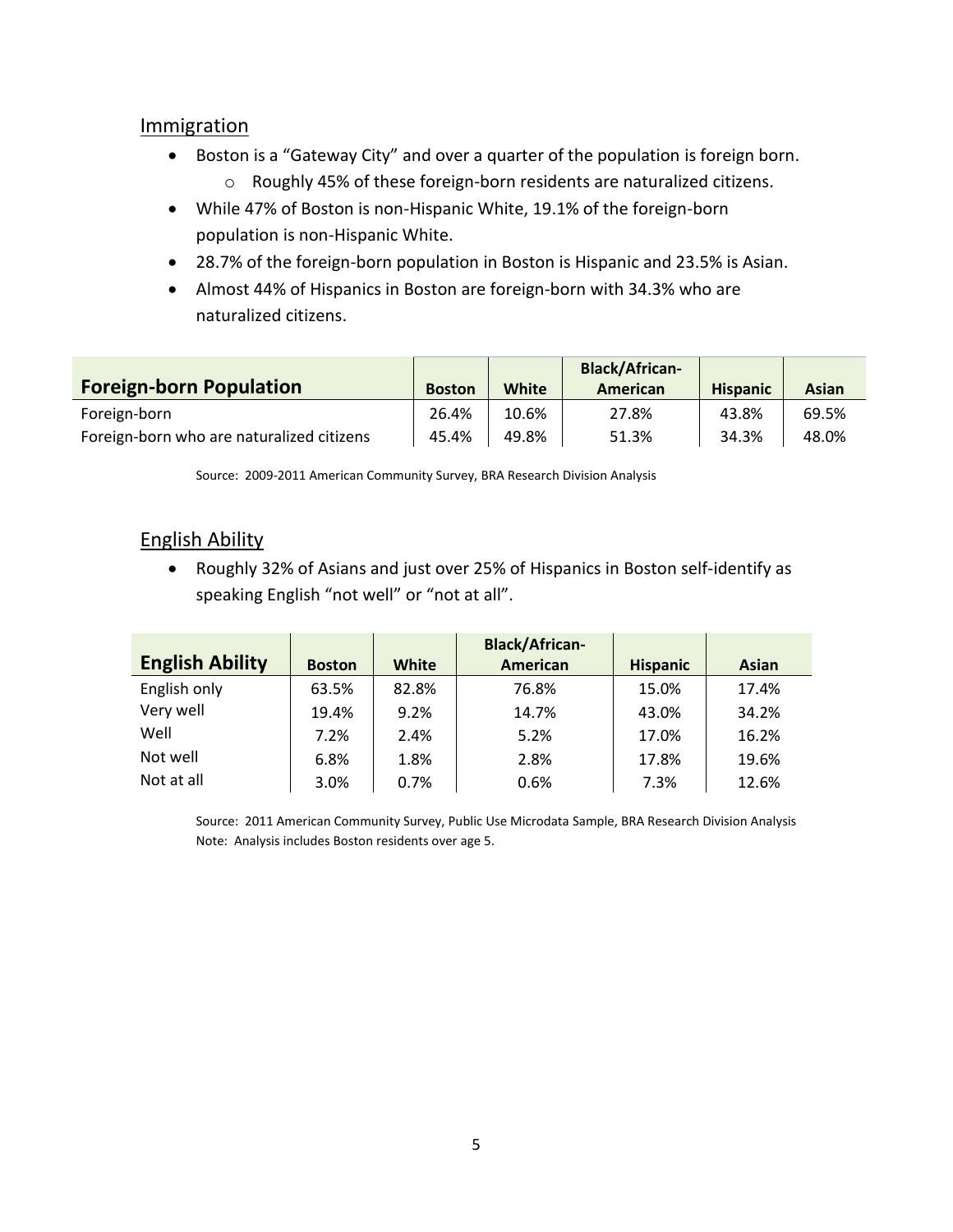## Immigration

- Boston is a “Gateway City” and over a quarter of the population is foreign born.
  - Roughly 45% of these foreign-born residents are naturalized citizens.
- While 47% of Boston is non-Hispanic White, 19.1% of the foreign-born population is non-Hispanic White.
- 28.7% of the foreign-born population in Boston is Hispanic and 23.5% is Asian.
- Almost 44% of Hispanics in Boston are foreign-born with 34.3% who are naturalized citizens.

| **Foreign-born Population** | **Boston** | **White** | **Black/African-American** | **Hispanic** | **Asian** |
|---|---|---|---|---|---|
| Foreign-born | 26.4% | 10.6% | 27.8% | 43.8% | 69.5% |
| Foreign-born who are naturalized citizens | 45.4% | 49.8% | 51.3% | 34.3% | 48.0% |

Source: 2009-2011 American Community Survey, BRA Research Division Analysis

## English Ability

- Roughly 32% of Asians and just over 25% of Hispanics in Boston self-identify as speaking English “not well” or “not at all”.

| **English Ability** | **Boston** | **White** | **Black/African-American** | **Hispanic** | **Asian** |
|---|---|---|---|---|---|
| English only | 63.5% | 82.8% | 76.8% | 15.0% | 17.4% |
| Very well | 19.4% | 9.2% | 14.7% | 43.0% | 34.2% |
| Well | 7.2% | 2.4% | 5.2% | 17.0% | 16.2% |
| Not well | 6.8% | 1.8% | 2.8% | 17.8% | 19.6% |
| Not at all | 3.0% | 0.7% | 0.6% | 7.3% | 12.6% |

Source: 2011 American Community Survey, Public Use Microdata Sample, BRA Research Division Analysis
Note: Analysis includes Boston residents over age 5.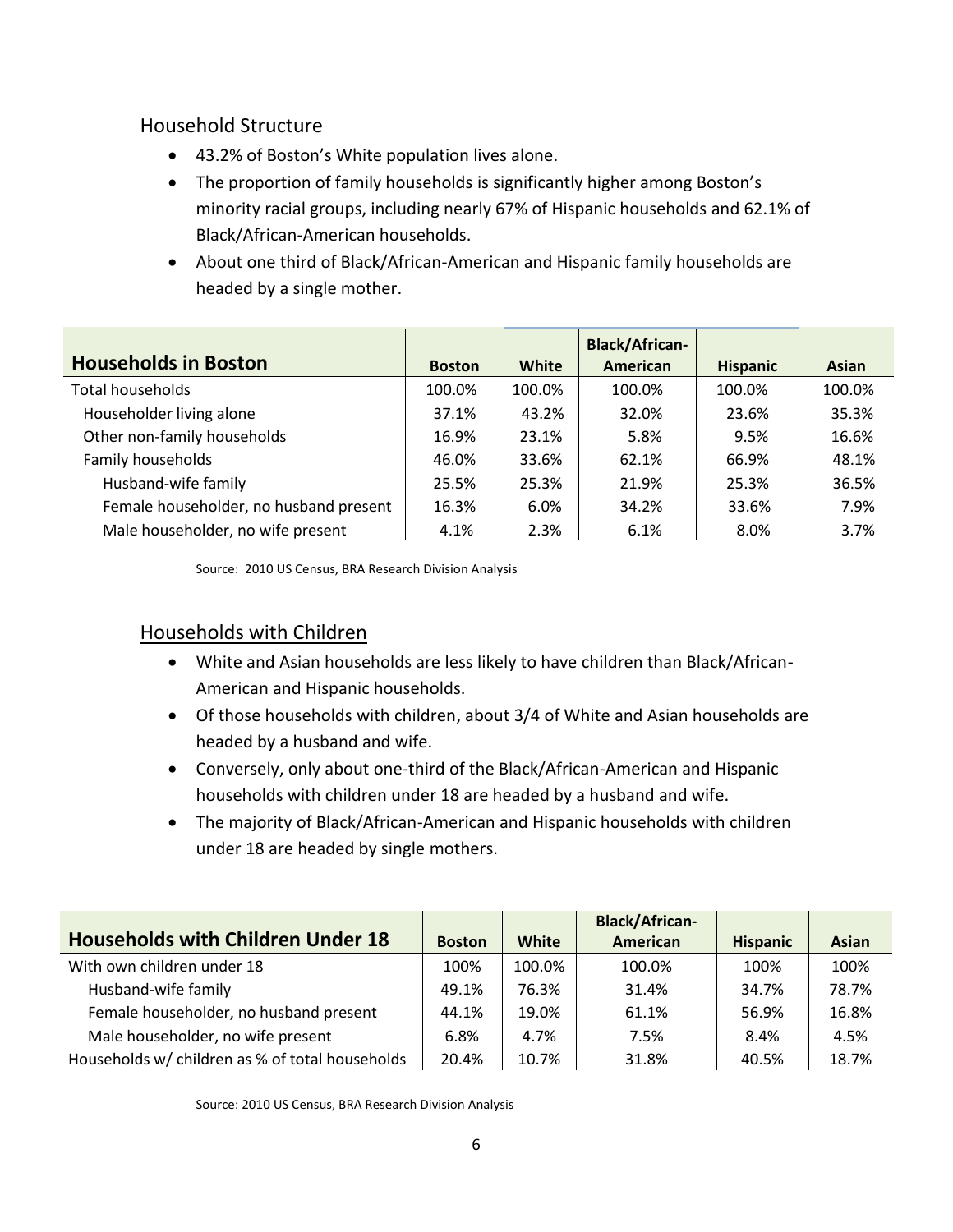## Household Structure

- 43.2% of Boston's White population lives alone.
- The proportion of family households is significantly higher among Boston's minority racial groups, including nearly 67% of Hispanic households and 62.1% of Black/African-American households.
- About one third of Black/African-American and Hispanic family households are headed by a single mother.

| **Households in Boston** | **Boston** | **White** | **Black/African-American** | **Hispanic** | **Asian** |
|---|---|---|---|---|---|
| Total households | 100.0% | 100.0% | 100.0% | 100.0% | 100.0% |
| Householder living alone | 37.1% | 43.2% | 32.0% | 23.6% | 35.3% |
| Other non-family households | 16.9% | 23.1% | 5.8% | 9.5% | 16.6% |
| Family households | 46.0% | 33.6% | 62.1% | 66.9% | 48.1% |
| Husband-wife family | 25.5% | 25.3% | 21.9% | 25.3% | 36.5% |
| Female householder, no husband present | 16.3% | 6.0% | 34.2% | 33.6% | 7.9% |
| Male householder, no wife present | 4.1% | 2.3% | 6.1% | 8.0% | 3.7% |

Source: 2010 US Census, BRA Research Division Analysis

## Households with Children

- White and Asian households are less likely to have children than Black/African-American and Hispanic households.
- Of those households with children, about 3/4 of White and Asian households are headed by a husband and wife.
- Conversely, only about one-third of the Black/African-American and Hispanic households with children under 18 are headed by a husband and wife.
- The majority of Black/African-American and Hispanic households with children under 18 are headed by single mothers.

| **Households with Children Under 18** | **Boston** | **White** | **Black/African-American** | **Hispanic** | **Asian** |
|---|---|---|---|---|---|
| With own children under 18 | 100% | 100.0% | 100.0% | 100% | 100% |
| Husband-wife family | 49.1% | 76.3% | 31.4% | 34.7% | 78.7% |
| Female householder, no husband present | 44.1% | 19.0% | 61.1% | 56.9% | 16.8% |
| Male householder, no wife present | 6.8% | 4.7% | 7.5% | 8.4% | 4.5% |
| Households w/ children as % of total households | 20.4% | 10.7% | 31.8% | 40.5% | 18.7% |

Source: 2010 US Census, BRA Research Division Analysis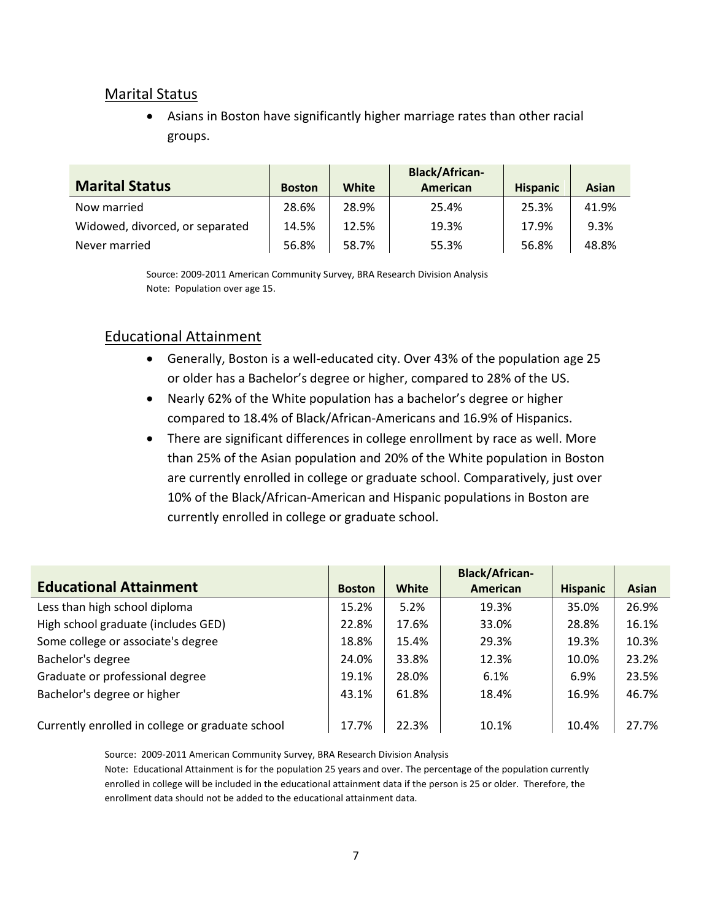## Marital Status

- Asians in Boston have significantly higher marriage rates than other racial groups.

| Marital Status | Boston | White | Black/African-American | Hispanic | Asian |
|---|---|---|---|---|---|
| Now married | 28.6% | 28.9% | 25.4% | 25.3% | 41.9% |
| Widowed, divorced, or separated | 14.5% | 12.5% | 19.3% | 17.9% | 9.3% |
| Never married | 56.8% | 58.7% | 55.3% | 56.8% | 48.8% |

Source: 2009-2011 American Community Survey, BRA Research Division Analysis
Note: Population over age 15.

## Educational Attainment

- Generally, Boston is a well-educated city. Over 43% of the population age 25 or older has a Bachelor's degree or higher, compared to 28% of the US.
- Nearly 62% of the White population has a bachelor's degree or higher compared to 18.4% of Black/African-Americans and 16.9% of Hispanics.
- There are significant differences in college enrollment by race as well. More than 25% of the Asian population and 20% of the White population in Boston are currently enrolled in college or graduate school. Comparatively, just over 10% of the Black/African-American and Hispanic populations in Boston are currently enrolled in college or graduate school.

| Educational Attainment | Boston | White | Black/African-American | Hispanic | Asian |
|---|---|---|---|---|---|
| Less than high school diploma | 15.2% | 5.2% | 19.3% | 35.0% | 26.9% |
| High school graduate (includes GED) | 22.8% | 17.6% | 33.0% | 28.8% | 16.1% |
| Some college or associate's degree | 18.8% | 15.4% | 29.3% | 19.3% | 10.3% |
| Bachelor's degree | 24.0% | 33.8% | 12.3% | 10.0% | 23.2% |
| Graduate or professional degree | 19.1% | 28.0% | 6.1% | 6.9% | 23.5% |
| Bachelor's degree or higher | 43.1% | 61.8% | 18.4% | 16.9% | 46.7% |
| Currently enrolled in college or graduate school | 17.7% | 22.3% | 10.1% | 10.4% | 27.7% |

Source: 2009-2011 American Community Survey, BRA Research Division Analysis
Note: Educational Attainment is for the population 25 years and over. The percentage of the population currently enrolled in college will be included in the educational attainment data if the person is 25 or older. Therefore, the enrollment data should not be added to the educational attainment data.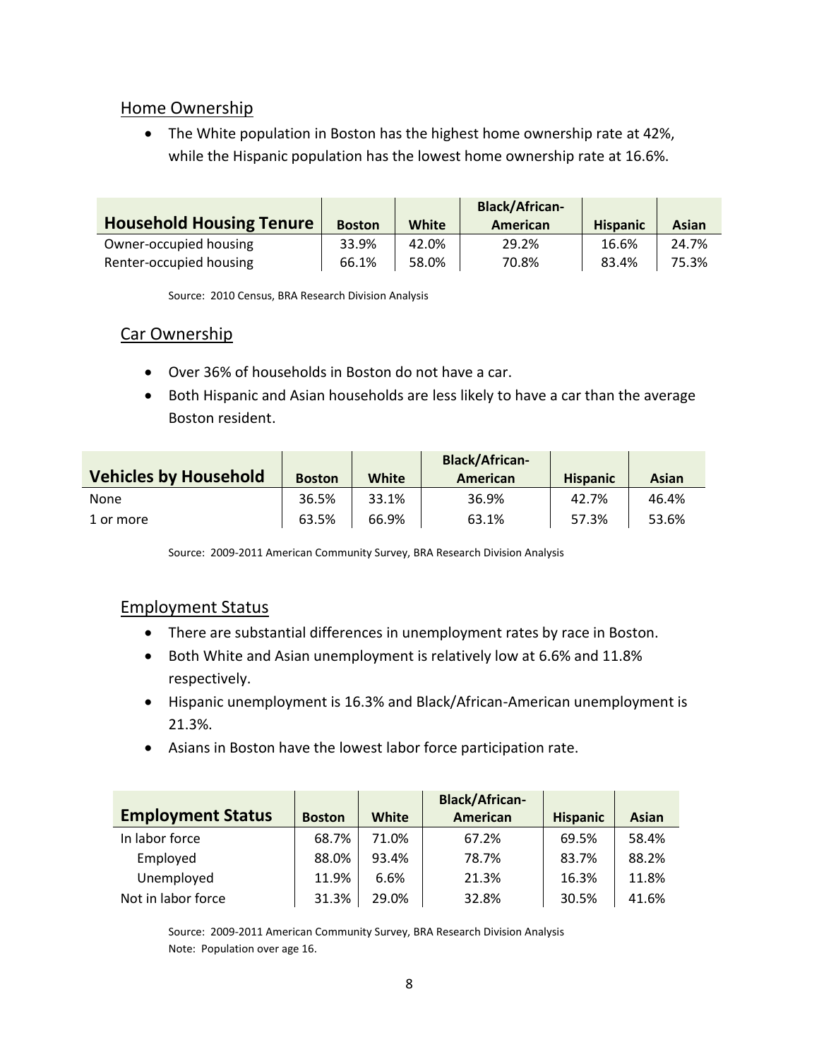## Home Ownership

- The White population in Boston has the highest home ownership rate at 42%, while the Hispanic population has the lowest home ownership rate at 16.6%.

| Household Housing Tenure | Boston | White | Black/African-American | Hispanic | Asian |
|---|---|---|---|---|---|
| Owner-occupied housing | 33.9% | 42.0% | 29.2% | 16.6% | 24.7% |
| Renter-occupied housing | 66.1% | 58.0% | 70.8% | 83.4% | 75.3% |

Source: 2010 Census, BRA Research Division Analysis

## Car Ownership

- Over 36% of households in Boston do not have a car.
- Both Hispanic and Asian households are less likely to have a car than the average Boston resident.

| Vehicles by Household | Boston | White | Black/African-American | Hispanic | Asian |
|---|---|---|---|---|---|
| None | 36.5% | 33.1% | 36.9% | 42.7% | 46.4% |
| 1 or more | 63.5% | 66.9% | 63.1% | 57.3% | 53.6% |

Source: 2009-2011 American Community Survey, BRA Research Division Analysis

## Employment Status

- There are substantial differences in unemployment rates by race in Boston.
- Both White and Asian unemployment is relatively low at 6.6% and 11.8% respectively.
- Hispanic unemployment is 16.3% and Black/African-American unemployment is 21.3%.
- Asians in Boston have the lowest labor force participation rate.

| Employment Status | Boston | White | Black/African-American | Hispanic | Asian |
|---|---|---|---|---|---|
| In labor force | 68.7% | 71.0% | 67.2% | 69.5% | 58.4% |
| Employed | 88.0% | 93.4% | 78.7% | 83.7% | 88.2% |
| Unemployed | 11.9% | 6.6% | 21.3% | 16.3% | 11.8% |
| Not in labor force | 31.3% | 29.0% | 32.8% | 30.5% | 41.6% |

Source: 2009-2011 American Community Survey, BRA Research Division Analysis
Note: Population over age 16.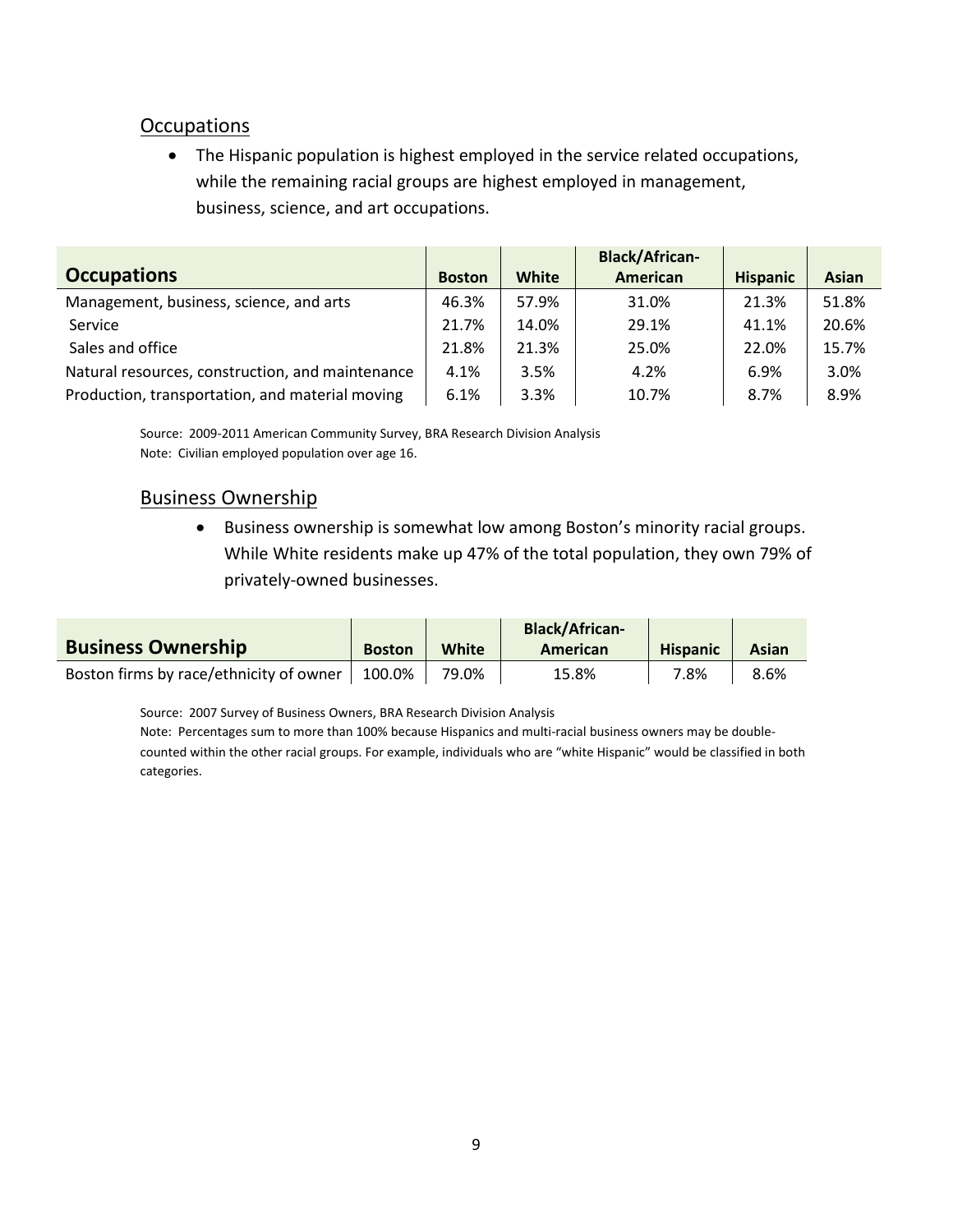## Occupations

- The Hispanic population is highest employed in the service related occupations, while the remaining racial groups are highest employed in management, business, science, and art occupations.

| Occupations | Boston | White | Black/African-American | Hispanic | Asian |
|---|---|---|---|---|---|
| Management, business, science, and arts | 46.3% | 57.9% | 31.0% | 21.3% | 51.8% |
| Service | 21.7% | 14.0% | 29.1% | 41.1% | 20.6% |
| Sales and office | 21.8% | 21.3% | 25.0% | 22.0% | 15.7% |
| Natural resources, construction, and maintenance | 4.1% | 3.5% | 4.2% | 6.9% | 3.0% |
| Production, transportation, and material moving | 6.1% | 3.3% | 10.7% | 8.7% | 8.9% |

Source: 2009-2011 American Community Survey, BRA Research Division Analysis
Note: Civilian employed population over age 16.

## Business Ownership

- Business ownership is somewhat low among Boston's minority racial groups. While White residents make up 47% of the total population, they own 79% of privately-owned businesses.

| Business Ownership | Boston | White | Black/African-American | Hispanic | Asian |
|---|---|---|---|---|---|
| Boston firms by race/ethnicity of owner | 100.0% | 79.0% | 15.8% | 7.8% | 8.6% |

Source: 2007 Survey of Business Owners, BRA Research Division Analysis
Note: Percentages sum to more than 100% because Hispanics and multi-racial business owners may be double-counted within the other racial groups. For example, individuals who are "white Hispanic" would be classified in both categories.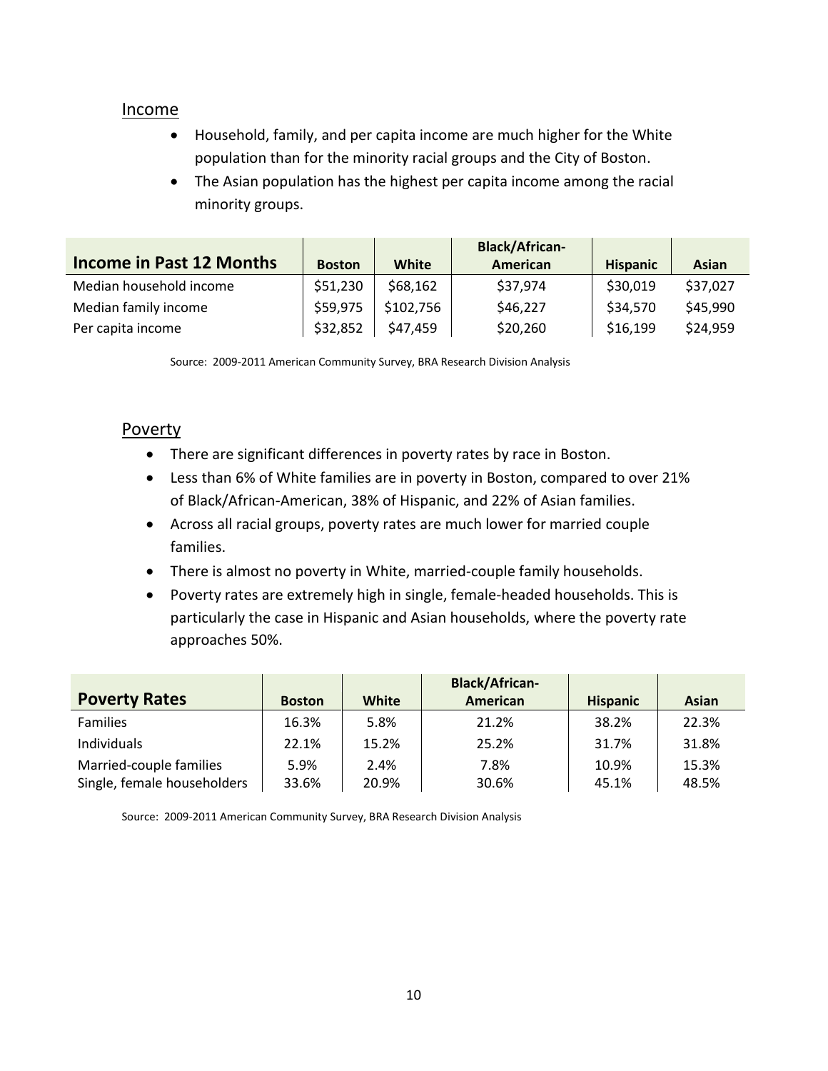## Income

- Household, family, and per capita income are much higher for the White population than for the minority racial groups and the City of Boston.
- The Asian population has the highest per capita income among the racial minority groups.

| Income in Past 12 Months | Boston | White | Black/African-American | Hispanic | Asian |
|---|---|---|---|---|---|
| Median household income | $51,230 | $68,162 | $37,974 | $30,019 | $37,027 |
| Median family income | $59,975 | $102,756 | $46,227 | $34,570 | $45,990 |
| Per capita income | $32,852 | $47,459 | $20,260 | $16,199 | $24,959 |

Source: 2009-2011 American Community Survey, BRA Research Division Analysis

## Poverty

- There are significant differences in poverty rates by race in Boston.
- Less than 6% of White families are in poverty in Boston, compared to over 21% of Black/African-American, 38% of Hispanic, and 22% of Asian families.
- Across all racial groups, poverty rates are much lower for married couple families.
- There is almost no poverty in White, married-couple family households.
- Poverty rates are extremely high in single, female-headed households. This is particularly the case in Hispanic and Asian households, where the poverty rate approaches 50%.

| Poverty Rates | Boston | White | Black/African-American | Hispanic | Asian |
|---|---|---|---|---|---|
| Families | 16.3% | 5.8% | 21.2% | 38.2% | 22.3% |
| Individuals | 22.1% | 15.2% | 25.2% | 31.7% | 31.8% |
| Married-couple families | 5.9% | 2.4% | 7.8% | 10.9% | 15.3% |
| Single, female householders | 33.6% | 20.9% | 30.6% | 45.1% | 48.5% |

Source: 2009-2011 American Community Survey, BRA Research Division Analysis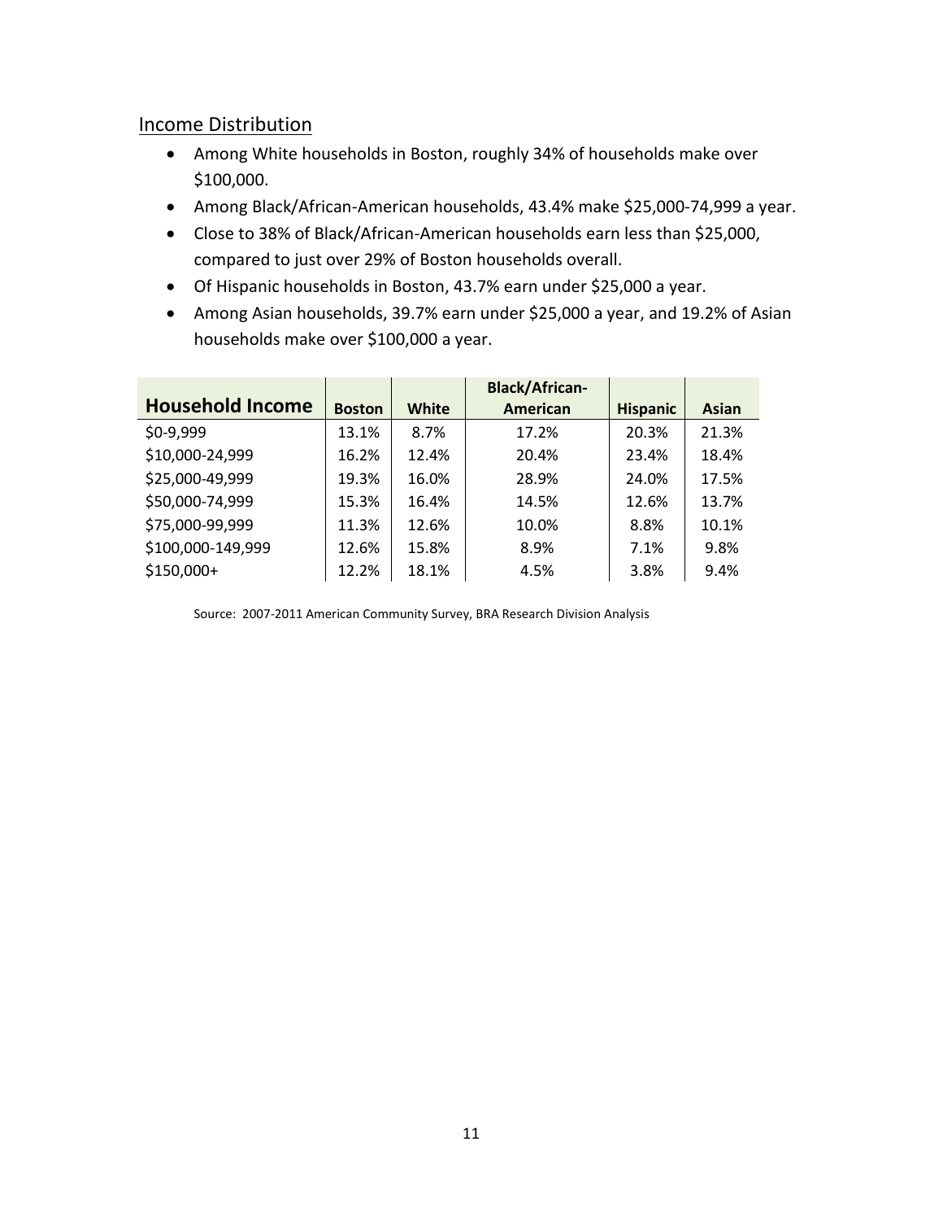## Income Distribution

- Among White households in Boston, roughly 34% of households make over $100,000.
- Among Black/African-American households, 43.4% make $25,000-74,999 a year.
- Close to 38% of Black/African-American households earn less than $25,000, compared to just over 29% of Boston households overall.
- Of Hispanic households in Boston, 43.7% earn under $25,000 a year.
- Among Asian households, 39.7% earn under $25,000 a year, and 19.2% of Asian households make over $100,000 a year.

| Household Income | Boston | White | Black/African-American | Hispanic | Asian |
|---|---|---|---|---|---|
| $0-9,999 | 13.1% | 8.7% | 17.2% | 20.3% | 21.3% |
| $10,000-24,999 | 16.2% | 12.4% | 20.4% | 23.4% | 18.4% |
| $25,000-49,999 | 19.3% | 16.0% | 28.9% | 24.0% | 17.5% |
| $50,000-74,999 | 15.3% | 16.4% | 14.5% | 12.6% | 13.7% |
| $75,000-99,999 | 11.3% | 12.6% | 10.0% | 8.8% | 10.1% |
| $100,000-149,999 | 12.6% | 15.8% | 8.9% | 7.1% | 9.8% |
| $150,000+ | 12.2% | 18.1% | 4.5% | 3.8% | 9.4% |

Source: 2007-2011 American Community Survey, BRA Research Division Analysis